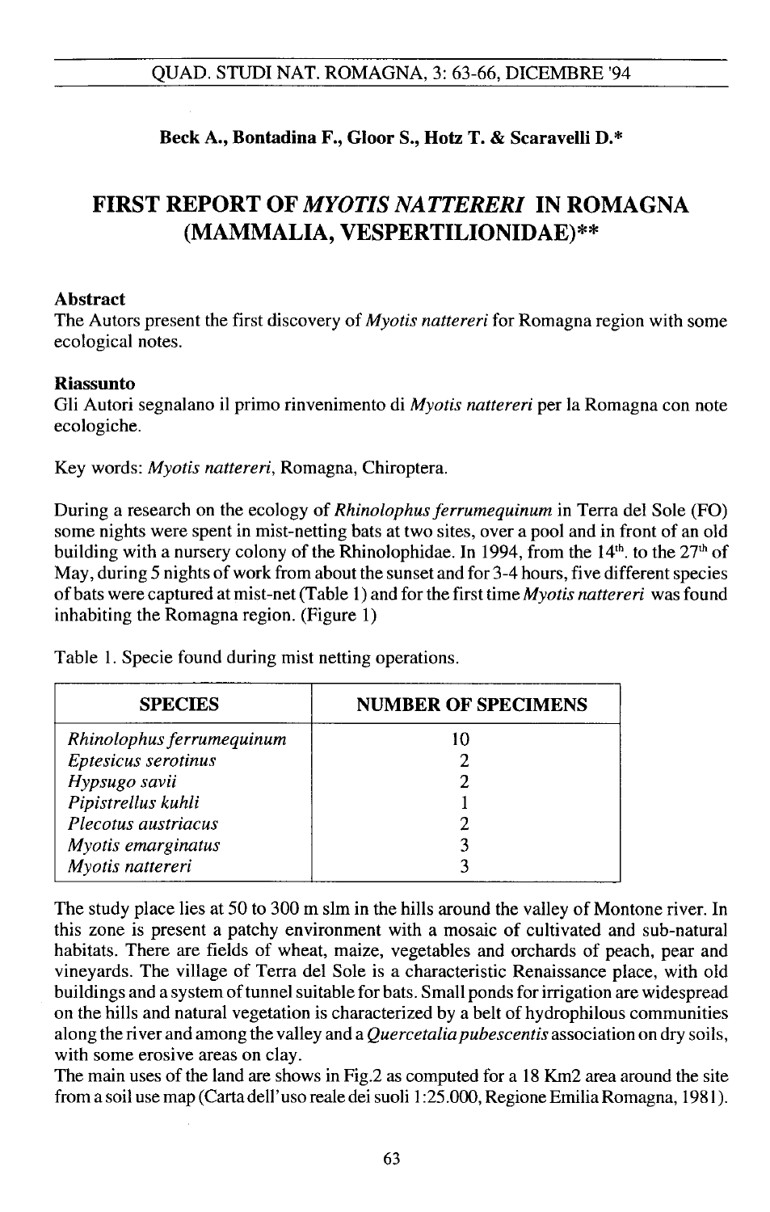**Beck A., Bontadina F., Gloor S., Hotz T. & Scaravelli D.***

# FIRST REPORT OF *MYOTIS NATTERERI* IN ROMAGNA (MAMMALIA, VESPERTILIONIDAE)**

**Abstract**

The Autors present the first discovery of *Myotis nattereri* for Romagna region with some ecological notes.

**Riassunto**

Gli Autori segnalano il primo rinvenimento di *Myotis nattereri* per la Romagna con note ecologiche.

Key words: *Myotis nattereri*, Romagna, Chiroptera.

During a research on the ecology of *Rhinolophus ferrumequinum* in Terra del Sole (FO) some nights were spent in mist-netting bats at two sites, over a pool and in front of an old building with a nursery colony of the Rhinolophidae. In 1994, from the $14^{th}$. to the $27^{th}$ of May, during 5 nights of work from about the sunset and for 3-4 hours, five different species of bats were captured at mist-net (Table 1) and for the first time *Myotis nattereri* was found inhabiting the Romagna region. (Figure 1)

Table 1. Specie found during mist netting operations.

| SPECIES | NUMBER OF SPECIMENS |
|---|---|
| *Rhinolophus ferrumequinum* | 10 |
| *Eptesicus serotinus* | 2 |
| *Hypsugo savii* | 2 |
| *Pipistrellus kuhli* | 1 |
| *Plecotus austriacus* | 2 |
| *Myotis emarginatus* | 3 |
| *Myotis nattereri* | 3 |

The study place lies at 50 to 300 m slm in the hills around the valley of Montone river. In this zone is present a patchy environment with a mosaic of cultivated and sub-natural habitats. There are fields of wheat, maize, vegetables and orchards of peach, pear and vineyards. The village of Terra del Sole is a characteristic Renaissance place, with old buildings and a system of tunnel suitable for bats. Small ponds for irrigation are widespread on the hills and natural vegetation is characterized by a belt of hydrophilous communities along the river and among the valley and a *Quercetalia pubescentis* association on dry soils, with some erosive areas on clay.

The main uses of the land are shows in Fig.2 as computed for a 18 Km2 area around the site from a soil use map (Carta dell'uso reale dei suoli 1:25.000, Regione Emilia Romagna, 1981).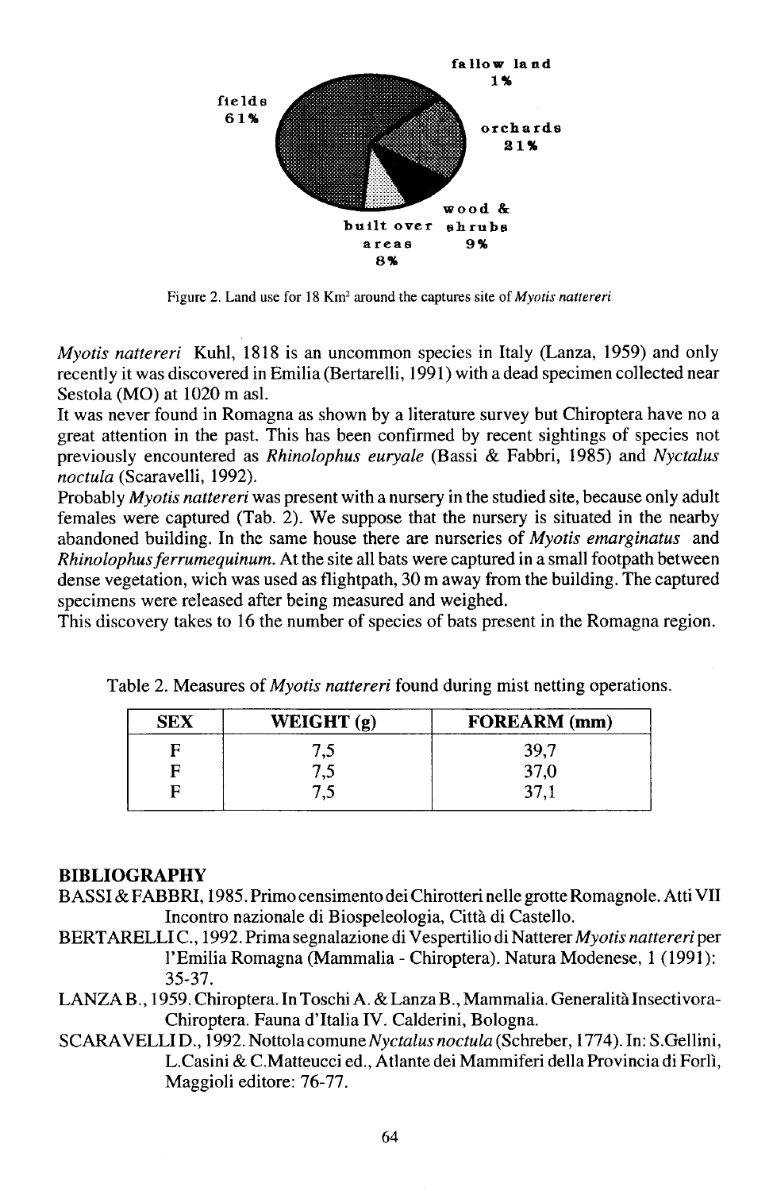fields 61%

fallow land 1%

orchards 21%

wood & shrubs 9%

built over areas 8%

Figure 2. Land use for 18 Km[2] around the captures site of *Myotis nattereri*

*Myotis nattereri* Kuhl, 1818 is an uncommon species in Italy (Lanza, 1959) and only recently it was discovered in Emilia (Bertarelli, 1991) with a dead specimen collected near Sestola (MO) at 1020 m asl.

It was never found in Romagna as shown by a literature survey but Chiroptera have no a great attention in the past. This has been confirmed by recent sightings of species not previously encountered as *Rhinolophus euryale* (Bassi & Fabbri, 1985) and *Nyctalus noctula* (Scaravelli, 1992).

Probably *Myotis nattereri* was present with a nursery in the studied site, because only adult females were captured (Tab. 2). We suppose that the nursery is situated in the nearby abandoned building. In the same house there are nurseries of *Myotis emarginatus* and *Rhinolophus ferrumequinum*. At the site all bats were captured in a small footpath between dense vegetation, wich was used as flightpath, 30 m away from the building. The captured specimens were released after being measured and weighed.

This discovery takes to 16 the number of species of bats present in the Romagna region.

Table 2. Measures of *Myotis nattereri* found during mist netting operations.

| SEX | WEIGHT (g) | FOREARM (mm) |
|---|---|---|
| F | 7,5 | 39,7 |
| F | 7,5 | 37,0 |
| F | 7,5 | 37,1 |

## BIBLIOGRAPHY

BASSI & FABBRI, 1985. Primo censimento dei Chirotteri nelle grotte Romagnole. Atti VII Incontro nazionale di Biospeleologia, Città di Castello.

BERTARELLI C., 1992. Prima segnalazione di Vespertilio di Natterer *Myotis nattereri* per l'Emilia Romagna (Mammalia - Chiroptera). Natura Modenese, 1 (1991): 35-37.

LANZA B., 1959. Chiroptera. In Toschi A. & Lanza B., Mammalia. Generalità Insectivora-Chiroptera. Fauna d'Italia IV. Calderini, Bologna.

SCARAVELLI D., 1992. Nottola comune *Nyctalus noctula* (Schreber, 1774). In: S.Gellini, L.Casini & C.Matteucci ed., Atlante dei Mammiferi della Provincia di Forlì, Maggioli editore: 76-77.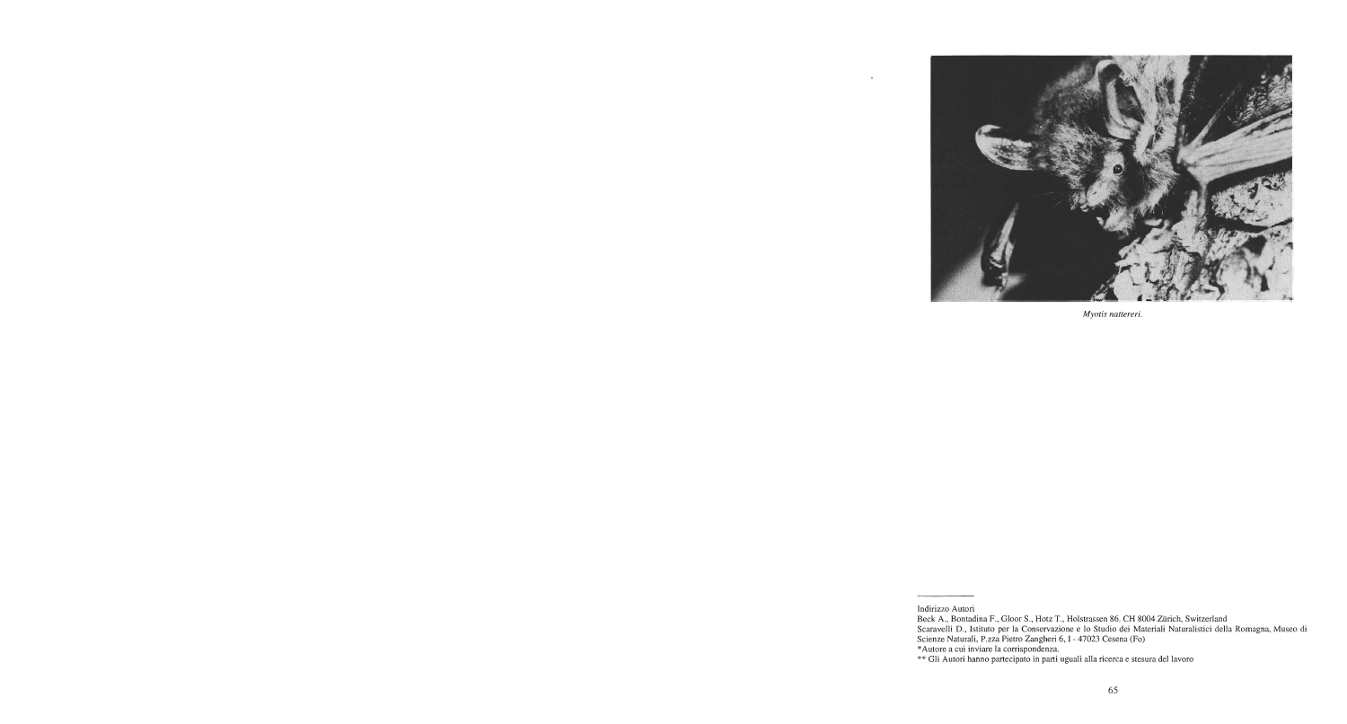*Myotis nattereri.*

---

Indirizzo Autori

Beck A., Bontadina F., Gloor S., Hotz T., Holstrassen 86. CH 8004 Zürich, Switzerland

Scaravelli D., Istituto per la Conservazione e lo Studio dei Materiali Naturalistici della Romagna, Museo di Scienze Naturali, P.zza Pietro Zangheri 6, I - 47023 Cesena (Fo)

*Autore a cui inviare la corrispondenza.

** Gli Autori hanno partecipato in parti uguali alla ricerca e stesura del lavoro